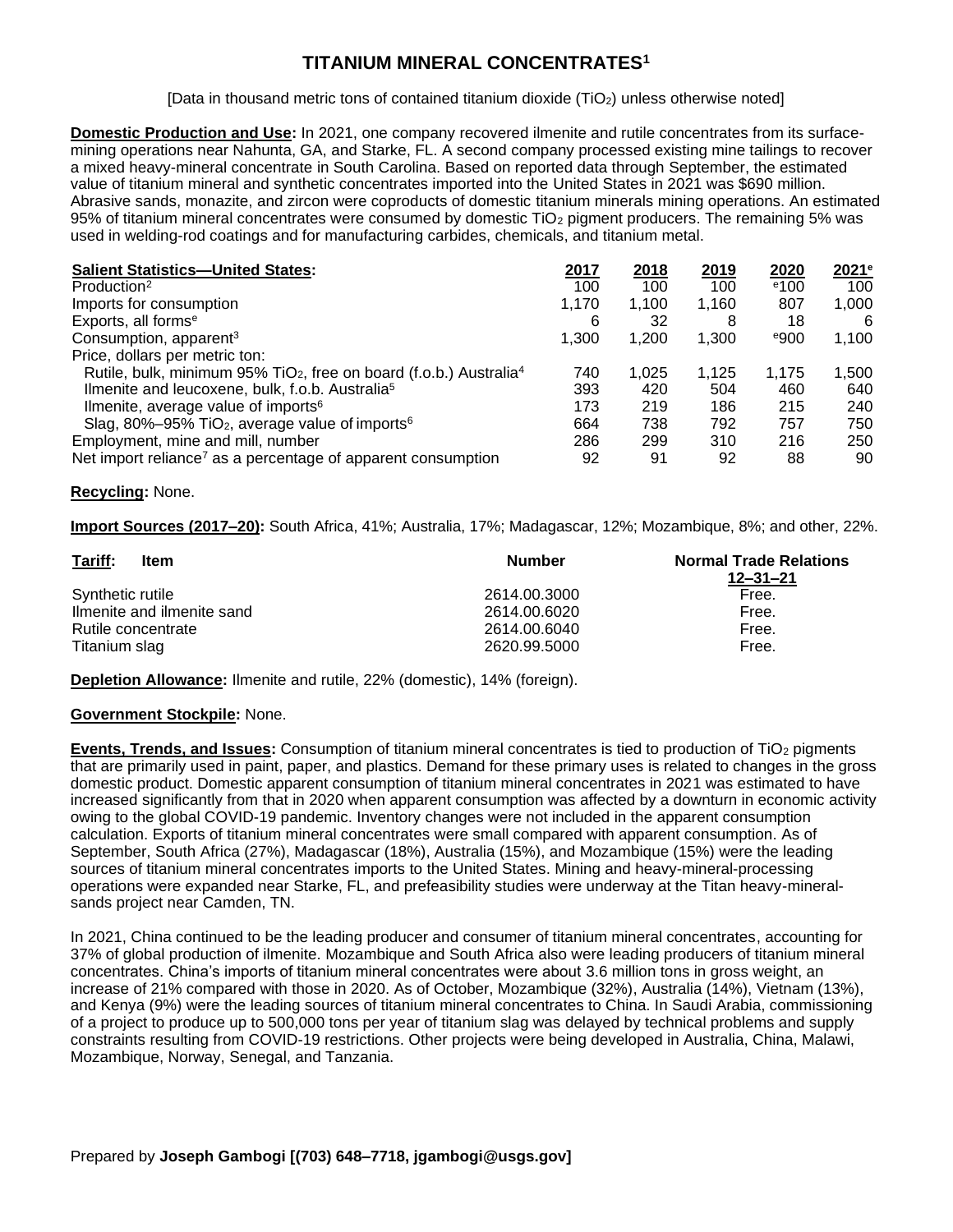# TITANIUM MINERAL CONCENTRATES[1]

[Data in thousand metric tons of contained titanium dioxide ($TiO_2$) unless otherwise noted]

**Domestic Production and Use:** In 2021, one company recovered ilmenite and rutile concentrates from its surface-mining operations near Nahunta, GA, and Starke, FL. A second company processed existing mine tailings to recover a mixed heavy-mineral concentrate in South Carolina. Based on reported data through September, the estimated value of titanium mineral and synthetic concentrates imported into the United States in 2021 was $690 million. Abrasive sands, monazite, and zircon were coproducts of domestic titanium minerals mining operations. An estimated 95% of titanium mineral concentrates were consumed by domestic $TiO_2$ pigment producers. The remaining 5% was used in welding-rod coatings and for manufacturing carbides, chemicals, and titanium metal.

| Salient Statistics—United States: | 2017 | 2018 | 2019 | 2020 | 2021[e] |
|---|---|---|---|---|---|
| Production[2] | 100 | 100 | 100 | [e]100 | 100 |
| Imports for consumption | 1,170 | 1,100 | 1,160 | 807 | 1,000 |
| Exports, all forms[e] | 6 | 32 | 8 | 18 | 6 |
| Consumption, apparent[3] | 1,300 | 1,200 | 1,300 | [e]900 | 1,100 |
| Price, dollars per metric ton: | | | | | |
| Rutile, bulk, minimum 95% $TiO_2$, free on board (f.o.b.) Australia[4] | 740 | 1,025 | 1,125 | 1,175 | 1,500 |
| Ilmenite and leucoxene, bulk, f.o.b. Australia[5] | 393 | 420 | 504 | 460 | 640 |
| Ilmenite, average value of imports[6] | 173 | 219 | 186 | 215 | 240 |
| Slag, 80%–95% $TiO_2$, average value of imports[6] | 664 | 738 | 792 | 757 | 750 |
| Employment, mine and mill, number | 286 | 299 | 310 | 216 | 250 |
| Net import reliance[7] as a percentage of apparent consumption | 92 | 91 | 92 | 88 | 90 |

**Recycling:** None.

**Import Sources (2017–20):** South Africa, 41%; Australia, 17%; Madagascar, 12%; Mozambique, 8%; and other, 22%.

| Tariff: Item | Number | Normal Trade Relations 12–31–21 |
|---|---|---|
| Synthetic rutile | 2614.00.3000 | Free. |
| Ilmenite and ilmenite sand | 2614.00.6020 | Free. |
| Rutile concentrate | 2614.00.6040 | Free. |
| Titanium slag | 2620.99.5000 | Free. |

**Depletion Allowance:** Ilmenite and rutile, 22% (domestic), 14% (foreign).

**Government Stockpile:** None.

**Events, Trends, and Issues:** Consumption of titanium mineral concentrates is tied to production of $TiO_2$ pigments that are primarily used in paint, paper, and plastics. Demand for these primary uses is related to changes in the gross domestic product. Domestic apparent consumption of titanium mineral concentrates in 2021 was estimated to have increased significantly from that in 2020 when apparent consumption was affected by a downturn in economic activity owing to the global COVID-19 pandemic. Inventory changes were not included in the apparent consumption calculation. Exports of titanium mineral concentrates were small compared with apparent consumption. As of September, South Africa (27%), Madagascar (18%), Australia (15%), and Mozambique (15%) were the leading sources of titanium mineral concentrates imports to the United States. Mining and heavy-mineral-processing operations were expanded near Starke, FL, and prefeasibility studies were underway at the Titan heavy-mineral-sands project near Camden, TN.

In 2021, China continued to be the leading producer and consumer of titanium mineral concentrates, accounting for 37% of global production of ilmenite. Mozambique and South Africa also were leading producers of titanium mineral concentrates. China's imports of titanium mineral concentrates were about 3.6 million tons in gross weight, an increase of 21% compared with those in 2020. As of October, Mozambique (32%), Australia (14%), Vietnam (13%), and Kenya (9%) were the leading sources of titanium mineral concentrates to China. In Saudi Arabia, commissioning of a project to produce up to 500,000 tons per year of titanium slag was delayed by technical problems and supply constraints resulting from COVID-19 restrictions. Other projects were being developed in Australia, China, Malawi, Mozambique, Norway, Senegal, and Tanzania.

Prepared by **Joseph Gambogi [(703) 648–7718, jgambogi@usgs.gov]**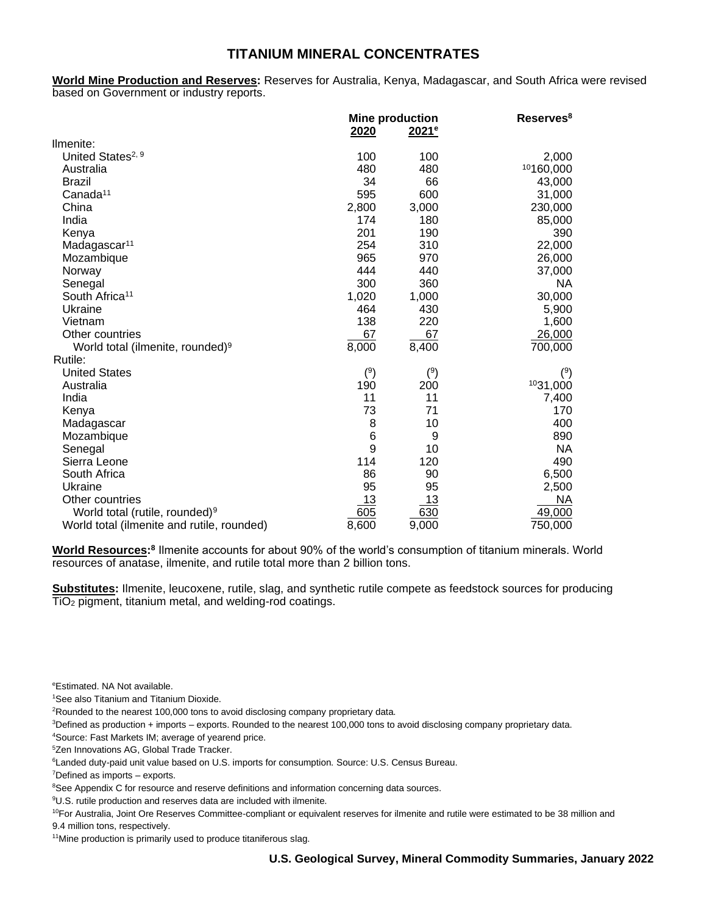## TITANIUM MINERAL CONCENTRATES

**World Mine Production and Reserves:** Reserves for Australia, Kenya, Madagascar, and South Africa were revised based on Government or industry reports.

| | Mine production | | Reserves[8] |
|---|---|---|---|
| | 2020 | 2021[e] | |
| Ilmenite: | | | |
| United States[2, 9] | 100 | 100 | 2,000 |
| Australia | 480 | 480 | [10]160,000 |
| Brazil | 34 | 66 | 43,000 |
| Canada[11] | 595 | 600 | 31,000 |
| China | 2,800 | 3,000 | 230,000 |
| India | 174 | 180 | 85,000 |
| Kenya | 201 | 190 | 390 |
| Madagascar[11] | 254 | 310 | 22,000 |
| Mozambique | 965 | 970 | 26,000 |
| Norway | 444 | 440 | 37,000 |
| Senegal | 300 | 360 | NA |
| South Africa[11] | 1,020 | 1,000 | 30,000 |
| Ukraine | 464 | 430 | 5,900 |
| Vietnam | 138 | 220 | 1,600 |
| Other countries | 67 | 67 | 26,000 |
| World total (ilmenite, rounded)[9] | 8,000 | 8,400 | 700,000 |
| Rutile: | | | |
| United States | ([9]) | ([9]) | ([9]) |
| Australia | 190 | 200 | [10]31,000 |
| India | 11 | 11 | 7,400 |
| Kenya | 73 | 71 | 170 |
| Madagascar | 8 | 10 | 400 |
| Mozambique | 6 | 9 | 890 |
| Senegal | 9 | 10 | NA |
| Sierra Leone | 114 | 120 | 490 |
| South Africa | 86 | 90 | 6,500 |
| Ukraine | 95 | 95 | 2,500 |
| Other countries | 13 | 13 | NA |
| World total (rutile, rounded)[9] | 605 | 630 | 49,000 |
| World total (ilmenite and rutile, rounded) | 8,600 | 9,000 | 750,000 |

**World Resources:[8]** Ilmenite accounts for about 90% of the world's consumption of titanium minerals. World resources of anatase, ilmenite, and rutile total more than 2 billion tons.

**Substitutes:** Ilmenite, leucoxene, rutile, slag, and synthetic rutile compete as feedstock sources for producing $TiO_2$ pigment, titanium metal, and welding-rod coatings.

[e]Estimated. NA Not available.
[1]See also Titanium and Titanium Dioxide.
[2]Rounded to the nearest 100,000 tons to avoid disclosing company proprietary data.
[3]Defined as production + imports – exports. Rounded to the nearest 100,000 tons to avoid disclosing company proprietary data.
[4]Source: Fast Markets IM; average of yearend price.
[5]Zen Innovations AG, Global Trade Tracker.
[6]Landed duty-paid unit value based on U.S. imports for consumption. Source: U.S. Census Bureau.
[7]Defined as imports – exports.
[8]See Appendix C for resource and reserve definitions and information concerning data sources.
[9]U.S. rutile production and reserves data are included with ilmenite.
[10]For Australia, Joint Ore Reserves Committee-compliant or equivalent reserves for ilmenite and rutile were estimated to be 38 million and 9.4 million tons, respectively.
[11]Mine production is primarily used to produce titaniferous slag.